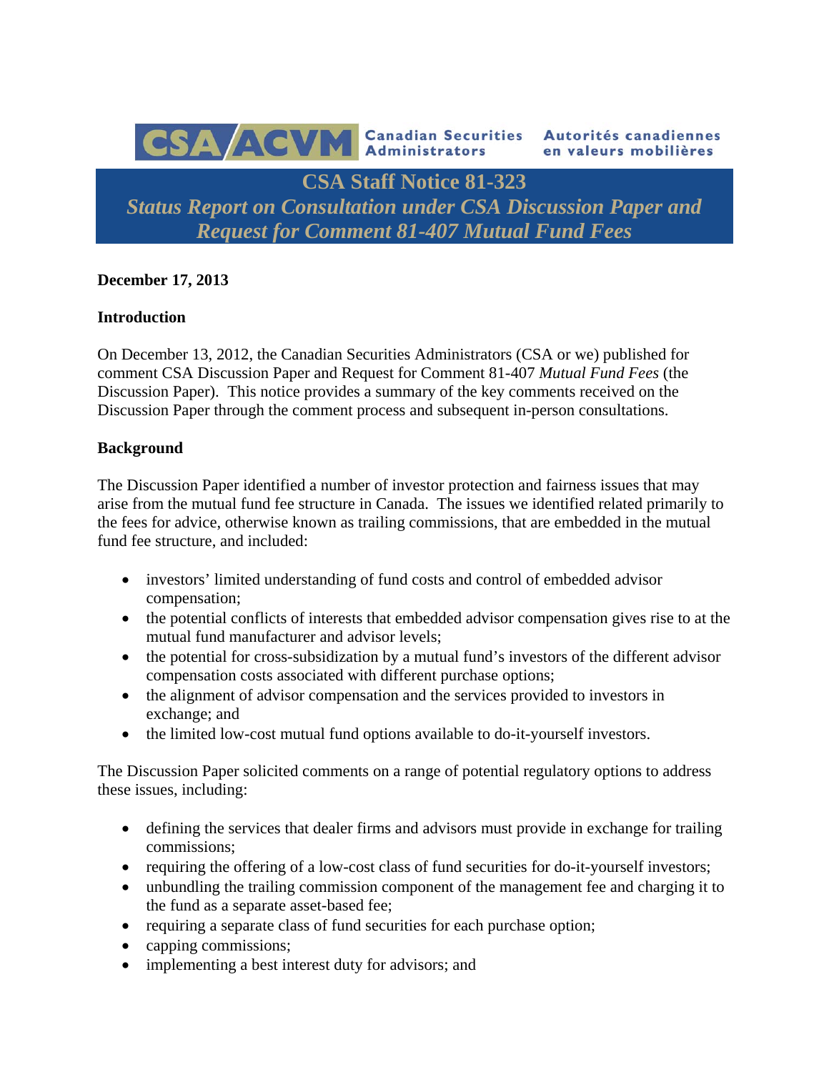CSA/ACVM Canadian Securities Administrators Autorités canadiennes en valeurs mobilières

# CSA Staff Notice 81-323
## *Status Report on Consultation under CSA Discussion Paper and Request for Comment 81-407 Mutual Fund Fees*

**December 17, 2013**

**Introduction**

On December 13, 2012, the Canadian Securities Administrators (CSA or we) published for comment CSA Discussion Paper and Request for Comment 81-407 *Mutual Fund Fees* (the Discussion Paper). This notice provides a summary of the key comments received on the Discussion Paper through the comment process and subsequent in-person consultations.

**Background**

The Discussion Paper identified a number of investor protection and fairness issues that may arise from the mutual fund fee structure in Canada. The issues we identified related primarily to the fees for advice, otherwise known as trailing commissions, that are embedded in the mutual fund fee structure, and included:

- investors' limited understanding of fund costs and control of embedded advisor compensation;
- the potential conflicts of interests that embedded advisor compensation gives rise to at the mutual fund manufacturer and advisor levels;
- the potential for cross-subsidization by a mutual fund's investors of the different advisor compensation costs associated with different purchase options;
- the alignment of advisor compensation and the services provided to investors in exchange; and
- the limited low-cost mutual fund options available to do-it-yourself investors.

The Discussion Paper solicited comments on a range of potential regulatory options to address these issues, including:

- defining the services that dealer firms and advisors must provide in exchange for trailing commissions;
- requiring the offering of a low-cost class of fund securities for do-it-yourself investors;
- unbundling the trailing commission component of the management fee and charging it to the fund as a separate asset-based fee;
- requiring a separate class of fund securities for each purchase option;
- capping commissions;
- implementing a best interest duty for advisors; and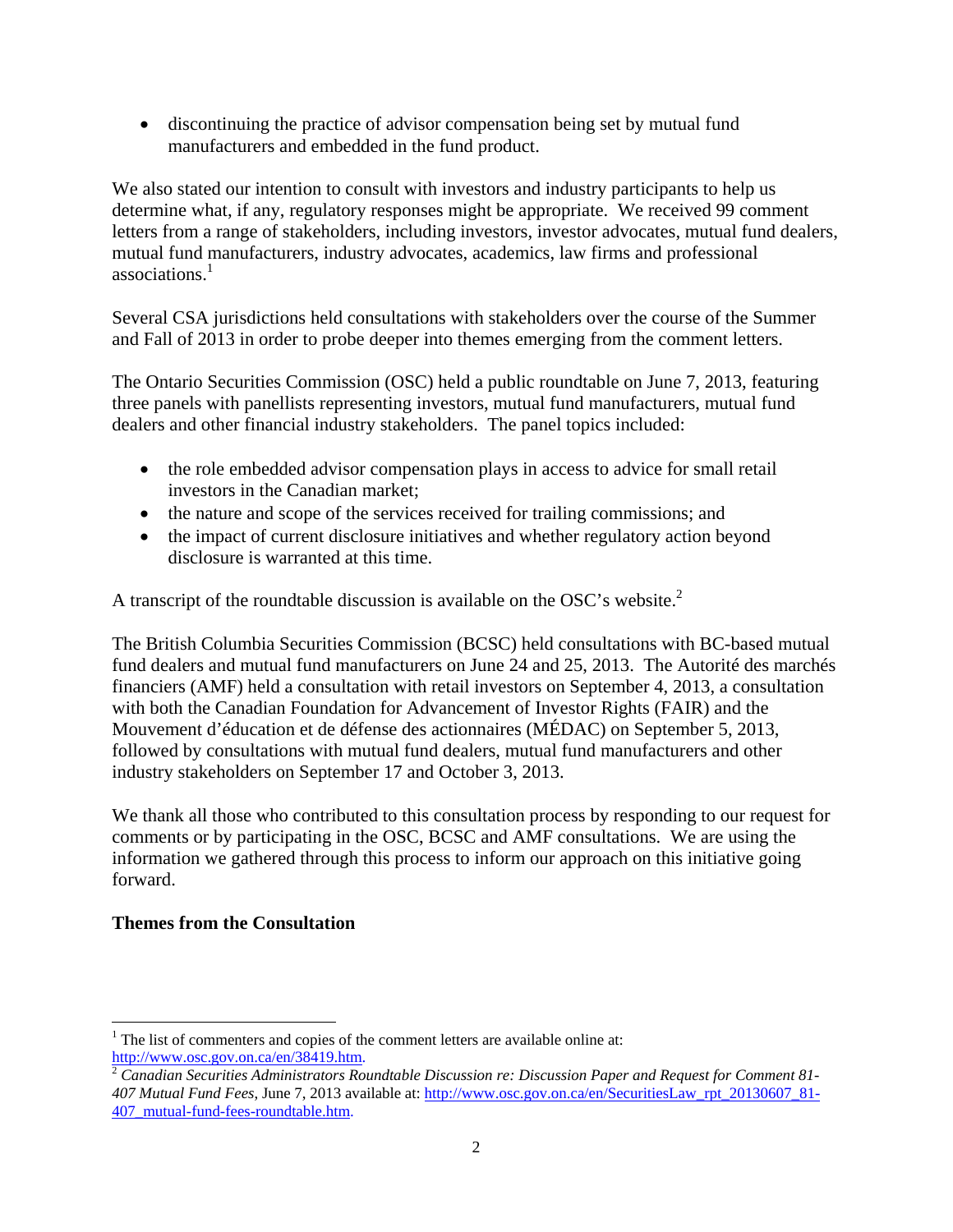- discontinuing the practice of advisor compensation being set by mutual fund manufacturers and embedded in the fund product.

We also stated our intention to consult with investors and industry participants to help us determine what, if any, regulatory responses might be appropriate. We received 99 comment letters from a range of stakeholders, including investors, investor advocates, mutual fund dealers, mutual fund manufacturers, industry advocates, academics, law firms and professional associations.[1]

Several CSA jurisdictions held consultations with stakeholders over the course of the Summer and Fall of 2013 in order to probe deeper into themes emerging from the comment letters.

The Ontario Securities Commission (OSC) held a public roundtable on June 7, 2013, featuring three panels with panellists representing investors, mutual fund manufacturers, mutual fund dealers and other financial industry stakeholders. The panel topics included:

- the role embedded advisor compensation plays in access to advice for small retail investors in the Canadian market;
- the nature and scope of the services received for trailing commissions; and
- the impact of current disclosure initiatives and whether regulatory action beyond disclosure is warranted at this time.

A transcript of the roundtable discussion is available on the OSC's website.[2]

The British Columbia Securities Commission (BCSC) held consultations with BC-based mutual fund dealers and mutual fund manufacturers on June 24 and 25, 2013. The Autorité des marchés financiers (AMF) held a consultation with retail investors on September 4, 2013, a consultation with both the Canadian Foundation for Advancement of Investor Rights (FAIR) and the Mouvement d'éducation et de défense des actionnaires (MÉDAC) on September 5, 2013, followed by consultations with mutual fund dealers, mutual fund manufacturers and other industry stakeholders on September 17 and October 3, 2013.

We thank all those who contributed to this consultation process by responding to our request for comments or by participating in the OSC, BCSC and AMF consultations. We are using the information we gathered through this process to inform our approach on this initiative going forward.

**Themes from the Consultation**

---

[1] The list of commenters and copies of the comment letters are available online at: http://www.osc.gov.on.ca/en/38419.htm.

[2] *Canadian Securities Administrators Roundtable Discussion re: Discussion Paper and Request for Comment 81-407 Mutual Fund Fees*, June 7, 2013 available at: http://www.osc.gov.on.ca/en/SecuritiesLaw_rpt_20130607_81-407_mutual-fund-fees-roundtable.htm.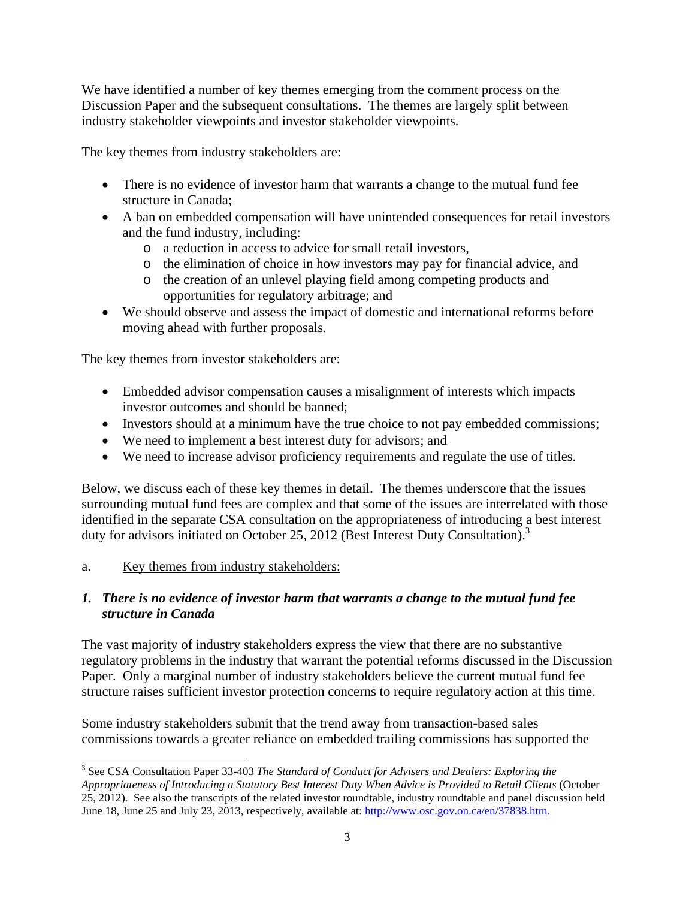We have identified a number of key themes emerging from the comment process on the Discussion Paper and the subsequent consultations. The themes are largely split between industry stakeholder viewpoints and investor stakeholder viewpoints.

The key themes from industry stakeholders are:

- There is no evidence of investor harm that warrants a change to the mutual fund fee structure in Canada;
- A ban on embedded compensation will have unintended consequences for retail investors and the fund industry, including:
  - a reduction in access to advice for small retail investors,
  - the elimination of choice in how investors may pay for financial advice, and
  - the creation of an unlevel playing field among competing products and opportunities for regulatory arbitrage; and
- We should observe and assess the impact of domestic and international reforms before moving ahead with further proposals.

The key themes from investor stakeholders are:

- Embedded advisor compensation causes a misalignment of interests which impacts investor outcomes and should be banned;
- Investors should at a minimum have the true choice to not pay embedded commissions;
- We need to implement a best interest duty for advisors; and
- We need to increase advisor proficiency requirements and regulate the use of titles.

Below, we discuss each of these key themes in detail. The themes underscore that the issues surrounding mutual fund fees are complex and that some of the issues are interrelated with those identified in the separate CSA consultation on the appropriateness of introducing a best interest duty for advisors initiated on October 25, 2012 (Best Interest Duty Consultation).[3]

a. Key themes from industry stakeholders:

### *1. There is no evidence of investor harm that warrants a change to the mutual fund fee structure in Canada*

The vast majority of industry stakeholders express the view that there are no substantive regulatory problems in the industry that warrant the potential reforms discussed in the Discussion Paper. Only a marginal number of industry stakeholders believe the current mutual fund fee structure raises sufficient investor protection concerns to require regulatory action at this time.

Some industry stakeholders submit that the trend away from transaction-based sales commissions towards a greater reliance on embedded trailing commissions has supported the

---

[3] See CSA Consultation Paper 33-403 *The Standard of Conduct for Advisers and Dealers: Exploring the Appropriateness of Introducing a Statutory Best Interest Duty When Advice is Provided to Retail Clients* (October 25, 2012). See also the transcripts of the related investor roundtable, industry roundtable and panel discussion held June 18, June 25 and July 23, 2013, respectively, available at: http://www.osc.gov.on.ca/en/37838.htm.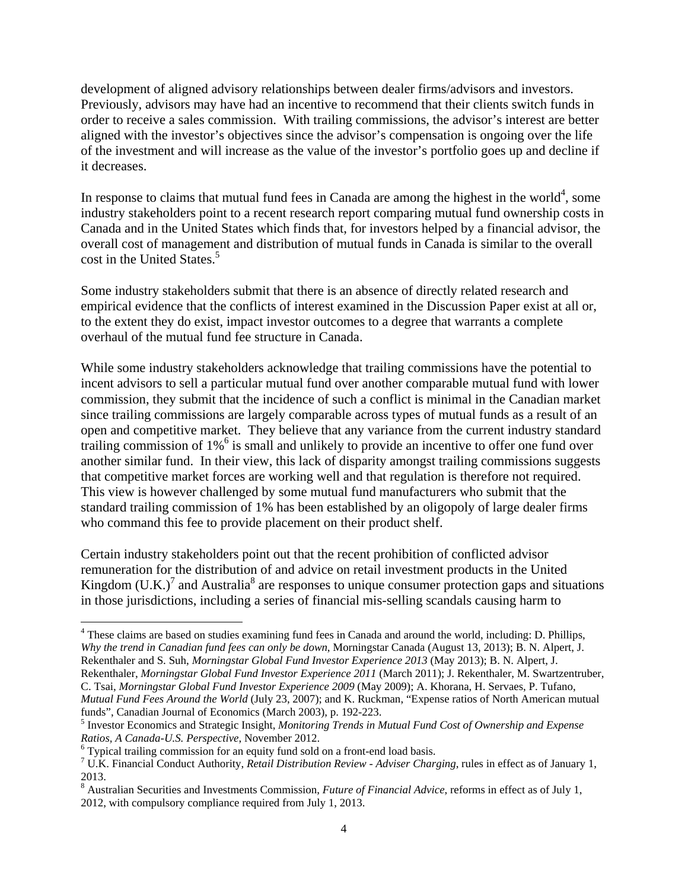development of aligned advisory relationships between dealer firms/advisors and investors. Previously, advisors may have had an incentive to recommend that their clients switch funds in order to receive a sales commission. With trailing commissions, the advisor's interest are better aligned with the investor's objectives since the advisor's compensation is ongoing over the life of the investment and will increase as the value of the investor's portfolio goes up and decline if it decreases.

In response to claims that mutual fund fees in Canada are among the highest in the world[4], some industry stakeholders point to a recent research report comparing mutual fund ownership costs in Canada and in the United States which finds that, for investors helped by a financial advisor, the overall cost of management and distribution of mutual funds in Canada is similar to the overall cost in the United States.[5]

Some industry stakeholders submit that there is an absence of directly related research and empirical evidence that the conflicts of interest examined in the Discussion Paper exist at all or, to the extent they do exist, impact investor outcomes to a degree that warrants a complete overhaul of the mutual fund fee structure in Canada.

While some industry stakeholders acknowledge that trailing commissions have the potential to incent advisors to sell a particular mutual fund over another comparable mutual fund with lower commission, they submit that the incidence of such a conflict is minimal in the Canadian market since trailing commissions are largely comparable across types of mutual funds as a result of an open and competitive market. They believe that any variance from the current industry standard trailing commission of 1%[6] is small and unlikely to provide an incentive to offer one fund over another similar fund. In their view, this lack of disparity amongst trailing commissions suggests that competitive market forces are working well and that regulation is therefore not required. This view is however challenged by some mutual fund manufacturers who submit that the standard trailing commission of 1% has been established by an oligopoly of large dealer firms who command this fee to provide placement on their product shelf.

Certain industry stakeholders point out that the recent prohibition of conflicted advisor remuneration for the distribution of and advice on retail investment products in the United Kingdom (U.K.)[7] and Australia[8] are responses to unique consumer protection gaps and situations in those jurisdictions, including a series of financial mis-selling scandals causing harm to

---

[4] These claims are based on studies examining fund fees in Canada and around the world, including: D. Phillips, *Why the trend in Canadian fund fees can only be down*, Morningstar Canada (August 13, 2013); B. N. Alpert, J. Rekenthaler and S. Suh, *Morningstar Global Fund Investor Experience 2013* (May 2013); B. N. Alpert, J. Rekenthaler, *Morningstar Global Fund Investor Experience 2011* (March 2011); J. Rekenthaler, M. Swartzentruber, C. Tsai, *Morningstar Global Fund Investor Experience 2009* (May 2009); A. Khorana, H. Servaes, P. Tufano, *Mutual Fund Fees Around the World* (July 23, 2007); and K. Ruckman, "Expense ratios of North American mutual funds", Canadian Journal of Economics (March 2003), p. 192-223.

[5] Investor Economics and Strategic Insight, *Monitoring Trends in Mutual Fund Cost of Ownership and Expense Ratios, A Canada-U.S. Perspective*, November 2012.

[6] Typical trailing commission for an equity fund sold on a front-end load basis.

[7] U.K. Financial Conduct Authority, *Retail Distribution Review - Adviser Charging*, rules in effect as of January 1, 2013.

[8] Australian Securities and Investments Commission, *Future of Financial Advice*, reforms in effect as of July 1, 2012, with compulsory compliance required from July 1, 2013.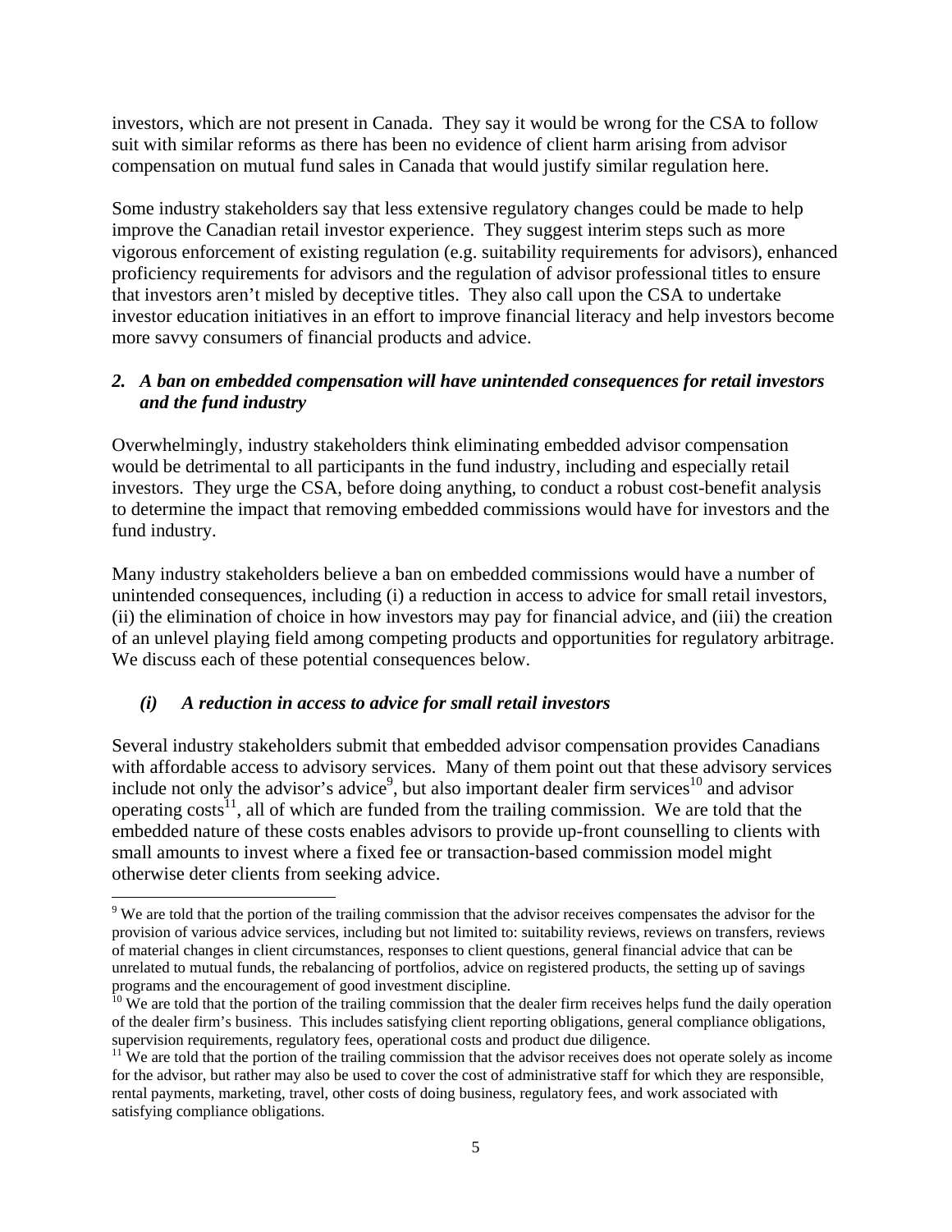investors, which are not present in Canada. They say it would be wrong for the CSA to follow suit with similar reforms as there has been no evidence of client harm arising from advisor compensation on mutual fund sales in Canada that would justify similar regulation here.

Some industry stakeholders say that less extensive regulatory changes could be made to help improve the Canadian retail investor experience. They suggest interim steps such as more vigorous enforcement of existing regulation (e.g. suitability requirements for advisors), enhanced proficiency requirements for advisors and the regulation of advisor professional titles to ensure that investors aren't misled by deceptive titles. They also call upon the CSA to undertake investor education initiatives in an effort to improve financial literacy and help investors become more savvy consumers of financial products and advice.

### *2. A ban on embedded compensation will have unintended consequences for retail investors and the fund industry*

Overwhelmingly, industry stakeholders think eliminating embedded advisor compensation would be detrimental to all participants in the fund industry, including and especially retail investors. They urge the CSA, before doing anything, to conduct a robust cost-benefit analysis to determine the impact that removing embedded commissions would have for investors and the fund industry.

Many industry stakeholders believe a ban on embedded commissions would have a number of unintended consequences, including (i) a reduction in access to advice for small retail investors, (ii) the elimination of choice in how investors may pay for financial advice, and (iii) the creation of an unlevel playing field among competing products and opportunities for regulatory arbitrage. We discuss each of these potential consequences below.

#### *(i) A reduction in access to advice for small retail investors*

Several industry stakeholders submit that embedded advisor compensation provides Canadians with affordable access to advisory services. Many of them point out that these advisory services include not only the advisor's advice[9], but also important dealer firm services[10] and advisor operating costs[11], all of which are funded from the trailing commission. We are told that the embedded nature of these costs enables advisors to provide up-front counselling to clients with small amounts to invest where a fixed fee or transaction-based commission model might otherwise deter clients from seeking advice.

---

[9] We are told that the portion of the trailing commission that the advisor receives compensates the advisor for the provision of various advice services, including but not limited to: suitability reviews, reviews on transfers, reviews of material changes in client circumstances, responses to client questions, general financial advice that can be unrelated to mutual funds, the rebalancing of portfolios, advice on registered products, the setting up of savings programs and the encouragement of good investment discipline.

[10] We are told that the portion of the trailing commission that the dealer firm receives helps fund the daily operation of the dealer firm's business. This includes satisfying client reporting obligations, general compliance obligations, supervision requirements, regulatory fees, operational costs and product due diligence.

[11] We are told that the portion of the trailing commission that the advisor receives does not operate solely as income for the advisor, but rather may also be used to cover the cost of administrative staff for which they are responsible, rental payments, marketing, travel, other costs of doing business, regulatory fees, and work associated with satisfying compliance obligations.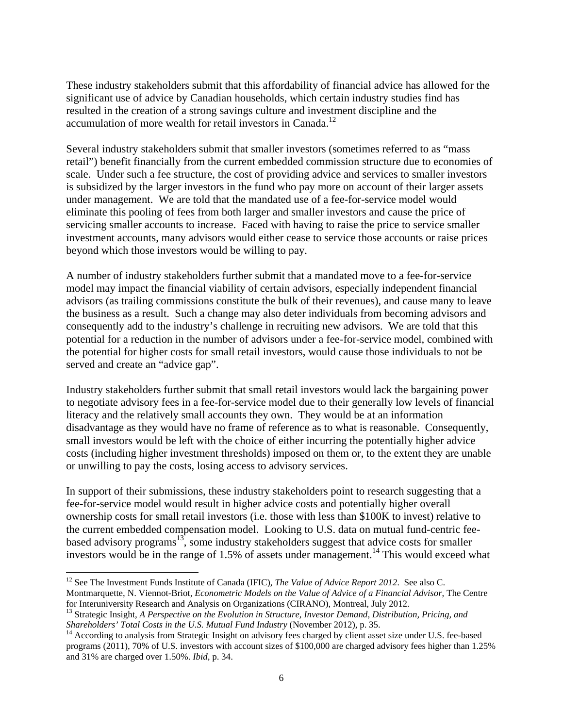These industry stakeholders submit that this affordability of financial advice has allowed for the significant use of advice by Canadian households, which certain industry studies find has resulted in the creation of a strong savings culture and investment discipline and the accumulation of more wealth for retail investors in Canada.[12]

Several industry stakeholders submit that smaller investors (sometimes referred to as "mass retail") benefit financially from the current embedded commission structure due to economies of scale. Under such a fee structure, the cost of providing advice and services to smaller investors is subsidized by the larger investors in the fund who pay more on account of their larger assets under management. We are told that the mandated use of a fee-for-service model would eliminate this pooling of fees from both larger and smaller investors and cause the price of servicing smaller accounts to increase. Faced with having to raise the price to service smaller investment accounts, many advisors would either cease to service those accounts or raise prices beyond which those investors would be willing to pay.

A number of industry stakeholders further submit that a mandated move to a fee-for-service model may impact the financial viability of certain advisors, especially independent financial advisors (as trailing commissions constitute the bulk of their revenues), and cause many to leave the business as a result. Such a change may also deter individuals from becoming advisors and consequently add to the industry's challenge in recruiting new advisors. We are told that this potential for a reduction in the number of advisors under a fee-for-service model, combined with the potential for higher costs for small retail investors, would cause those individuals to not be served and create an "advice gap".

Industry stakeholders further submit that small retail investors would lack the bargaining power to negotiate advisory fees in a fee-for-service model due to their generally low levels of financial literacy and the relatively small accounts they own. They would be at an information disadvantage as they would have no frame of reference as to what is reasonable. Consequently, small investors would be left with the choice of either incurring the potentially higher advice costs (including higher investment thresholds) imposed on them or, to the extent they are unable or unwilling to pay the costs, losing access to advisory services.

In support of their submissions, these industry stakeholders point to research suggesting that a fee-for-service model would result in higher advice costs and potentially higher overall ownership costs for small retail investors (i.e. those with less than \$100K to invest) relative to the current embedded compensation model. Looking to U.S. data on mutual fund-centric fee-based advisory programs[13], some industry stakeholders suggest that advice costs for smaller investors would be in the range of 1.5% of assets under management.[14] This would exceed what

---

[12] See The Investment Funds Institute of Canada (IFIC), *The Value of Advice Report 2012*. See also C. Montmarquette, N. Viennot-Briot, *Econometric Models on the Value of Advice of a Financial Advisor*, The Centre for Interuniversity Research and Analysis on Organizations (CIRANO), Montreal, July 2012.

[13] Strategic Insight, *A Perspective on the Evolution in Structure, Investor Demand, Distribution, Pricing, and Shareholders' Total Costs in the U.S. Mutual Fund Industry* (November 2012), p. 35.

[14] According to analysis from Strategic Insight on advisory fees charged by client asset size under U.S. fee-based programs (2011), 70% of U.S. investors with account sizes of \$100,000 are charged advisory fees higher than 1.25% and 31% are charged over 1.50%. *Ibid*, p. 34.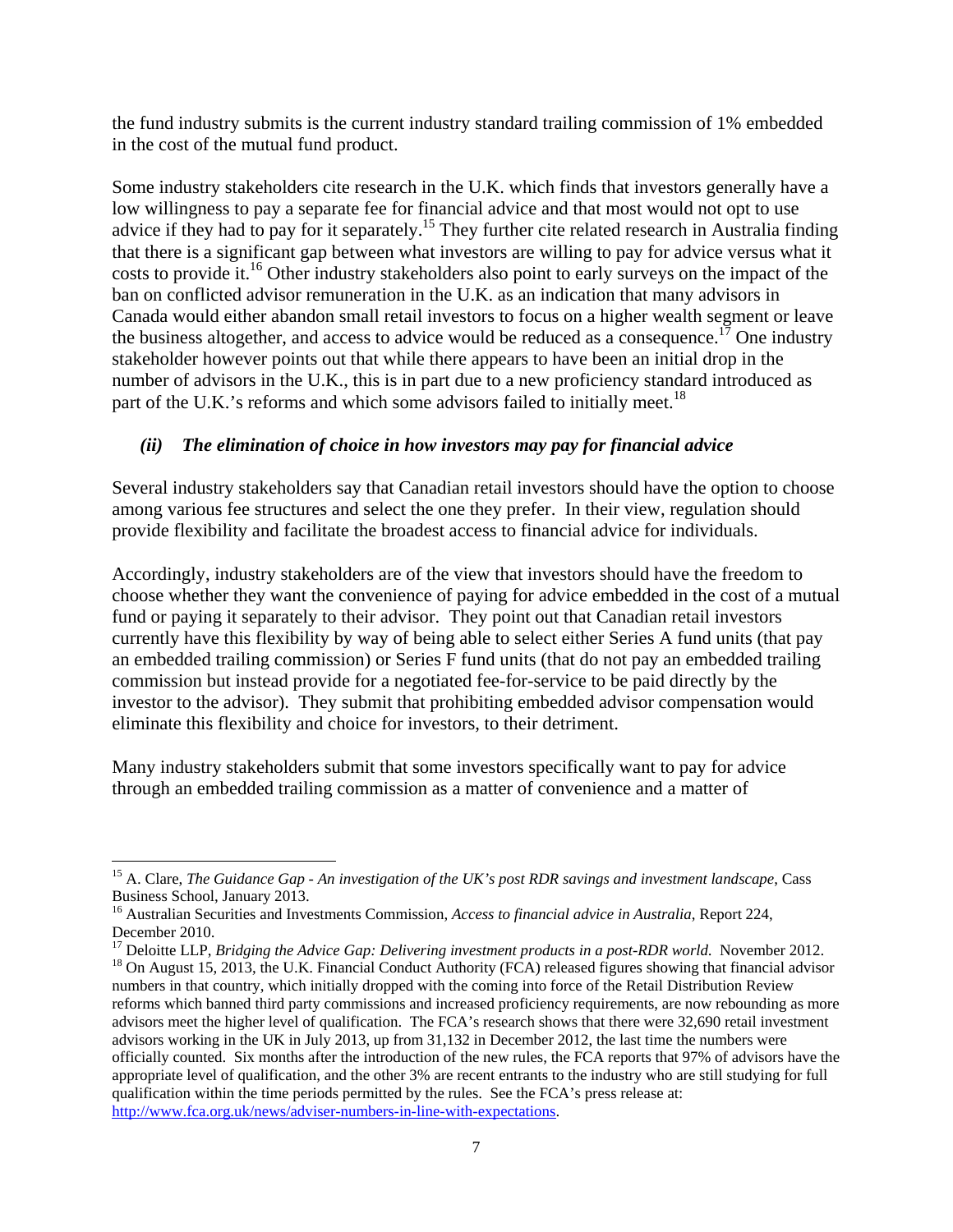the fund industry submits is the current industry standard trailing commission of 1% embedded in the cost of the mutual fund product.

Some industry stakeholders cite research in the U.K. which finds that investors generally have a low willingness to pay a separate fee for financial advice and that most would not opt to use advice if they had to pay for it separately.[15] They further cite related research in Australia finding that there is a significant gap between what investors are willing to pay for advice versus what it costs to provide it.[16] Other industry stakeholders also point to early surveys on the impact of the ban on conflicted advisor remuneration in the U.K. as an indication that many advisors in Canada would either abandon small retail investors to focus on a higher wealth segment or leave the business altogether, and access to advice would be reduced as a consequence.[17] One industry stakeholder however points out that while there appears to have been an initial drop in the number of advisors in the U.K., this is in part due to a new proficiency standard introduced as part of the U.K.'s reforms and which some advisors failed to initially meet.[18]

### *(ii) The elimination of choice in how investors may pay for financial advice*

Several industry stakeholders say that Canadian retail investors should have the option to choose among various fee structures and select the one they prefer. In their view, regulation should provide flexibility and facilitate the broadest access to financial advice for individuals.

Accordingly, industry stakeholders are of the view that investors should have the freedom to choose whether they want the convenience of paying for advice embedded in the cost of a mutual fund or paying it separately to their advisor. They point out that Canadian retail investors currently have this flexibility by way of being able to select either Series A fund units (that pay an embedded trailing commission) or Series F fund units (that do not pay an embedded trailing commission but instead provide for a negotiated fee-for-service to be paid directly by the investor to the advisor). They submit that prohibiting embedded advisor compensation would eliminate this flexibility and choice for investors, to their detriment.

Many industry stakeholders submit that some investors specifically want to pay for advice through an embedded trailing commission as a matter of convenience and a matter of

---

[15] A. Clare, *The Guidance Gap - An investigation of the UK's post RDR savings and investment landscape*, Cass Business School, January 2013.

[16] Australian Securities and Investments Commission, *Access to financial advice in Australia*, Report 224, December 2010.

[17] Deloitte LLP, *Bridging the Advice Gap: Delivering investment products in a post-RDR world.* November 2012.

[18] On August 15, 2013, the U.K. Financial Conduct Authority (FCA) released figures showing that financial advisor numbers in that country, which initially dropped with the coming into force of the Retail Distribution Review reforms which banned third party commissions and increased proficiency requirements, are now rebounding as more advisors meet the higher level of qualification. The FCA's research shows that there were 32,690 retail investment advisors working in the UK in July 2013, up from 31,132 in December 2012, the last time the numbers were officially counted. Six months after the introduction of the new rules, the FCA reports that 97% of advisors have the appropriate level of qualification, and the other 3% are recent entrants to the industry who are still studying for full qualification within the time periods permitted by the rules. See the FCA's press release at: http://www.fca.org.uk/news/adviser-numbers-in-line-with-expectations.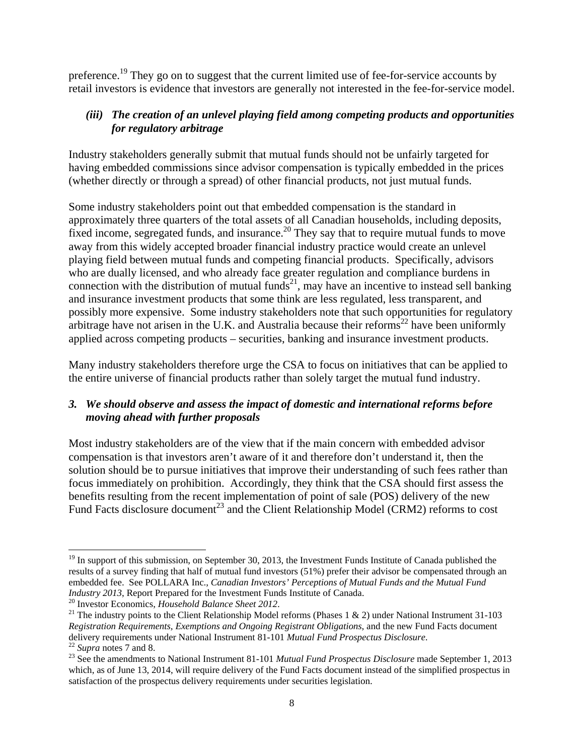preference.[19] They go on to suggest that the current limited use of fee-for-service accounts by retail investors is evidence that investors are generally not interested in the fee-for-service model.

### *(iii) The creation of an unlevel playing field among competing products and opportunities for regulatory arbitrage*

Industry stakeholders generally submit that mutual funds should not be unfairly targeted for having embedded commissions since advisor compensation is typically embedded in the prices (whether directly or through a spread) of other financial products, not just mutual funds.

Some industry stakeholders point out that embedded compensation is the standard in approximately three quarters of the total assets of all Canadian households, including deposits, fixed income, segregated funds, and insurance.[20] They say that to require mutual funds to move away from this widely accepted broader financial industry practice would create an unlevel playing field between mutual funds and competing financial products. Specifically, advisors who are dually licensed, and who already face greater regulation and compliance burdens in connection with the distribution of mutual funds[21], may have an incentive to instead sell banking and insurance investment products that some think are less regulated, less transparent, and possibly more expensive. Some industry stakeholders note that such opportunities for regulatory arbitrage have not arisen in the U.K. and Australia because their reforms[22] have been uniformly applied across competing products – securities, banking and insurance investment products.

Many industry stakeholders therefore urge the CSA to focus on initiatives that can be applied to the entire universe of financial products rather than solely target the mutual fund industry.

### *3. We should observe and assess the impact of domestic and international reforms before moving ahead with further proposals*

Most industry stakeholders are of the view that if the main concern with embedded advisor compensation is that investors aren't aware of it and therefore don't understand it, then the solution should be to pursue initiatives that improve their understanding of such fees rather than focus immediately on prohibition. Accordingly, they think that the CSA should first assess the benefits resulting from the recent implementation of point of sale (POS) delivery of the new Fund Facts disclosure document[23] and the Client Relationship Model (CRM2) reforms to cost

---

[19] In support of this submission, on September 30, 2013, the Investment Funds Institute of Canada published the results of a survey finding that half of mutual fund investors (51%) prefer their advisor be compensated through an embedded fee. See POLLARA Inc., *Canadian Investors' Perceptions of Mutual Funds and the Mutual Fund Industry 2013*, Report Prepared for the Investment Funds Institute of Canada.

[20] Investor Economics, *Household Balance Sheet 2012*.

[21] The industry points to the Client Relationship Model reforms (Phases 1 & 2) under National Instrument 31-103 *Registration Requirements, Exemptions and Ongoing Registrant Obligations*, and the new Fund Facts document delivery requirements under National Instrument 81-101 *Mutual Fund Prospectus Disclosure*.

[22] *Supra* notes 7 and 8.

[23] See the amendments to National Instrument 81-101 *Mutual Fund Prospectus Disclosure* made September 1, 2013 which, as of June 13, 2014, will require delivery of the Fund Facts document instead of the simplified prospectus in satisfaction of the prospectus delivery requirements under securities legislation.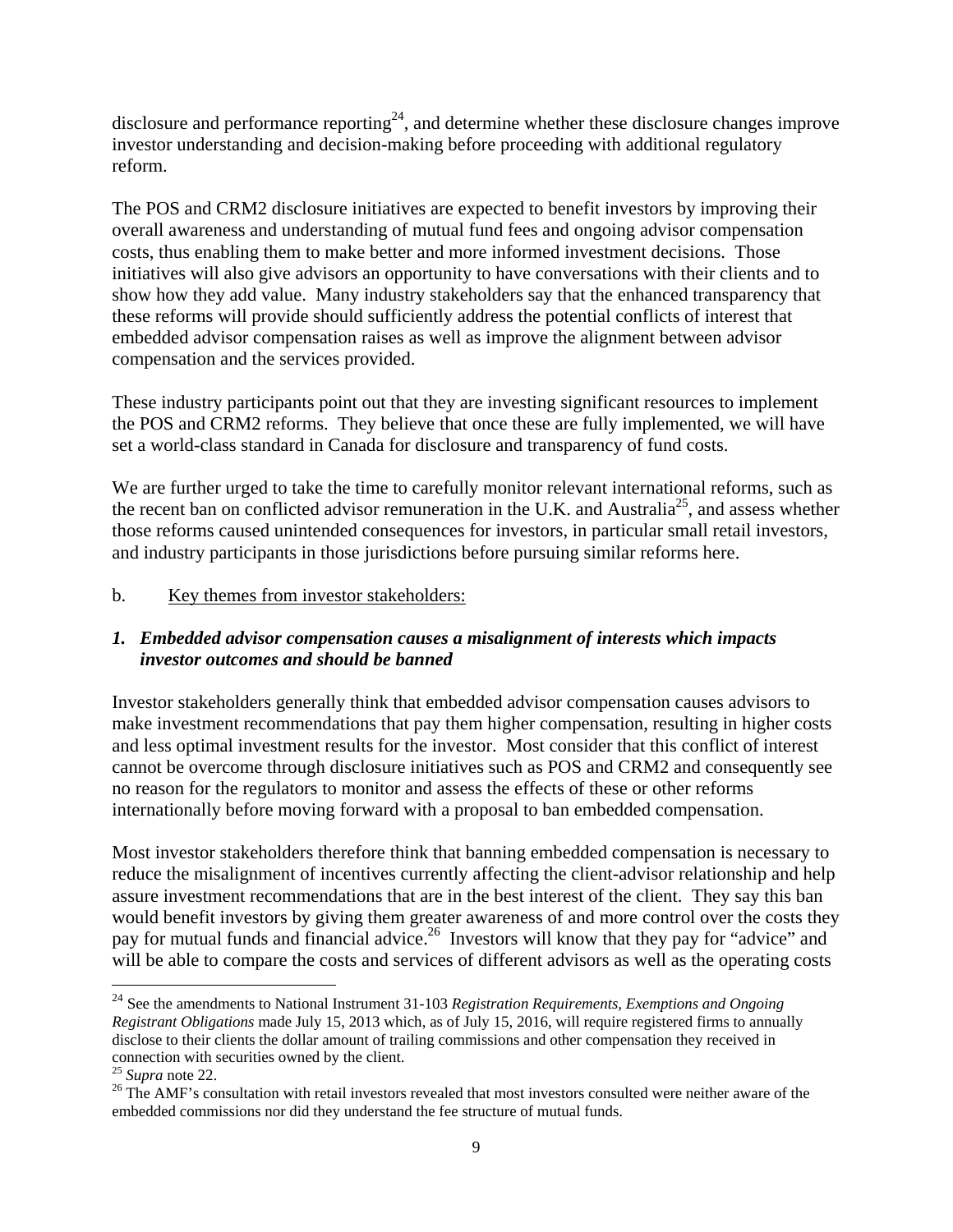disclosure and performance reporting[24], and determine whether these disclosure changes improve investor understanding and decision-making before proceeding with additional regulatory reform.

The POS and CRM2 disclosure initiatives are expected to benefit investors by improving their overall awareness and understanding of mutual fund fees and ongoing advisor compensation costs, thus enabling them to make better and more informed investment decisions. Those initiatives will also give advisors an opportunity to have conversations with their clients and to show how they add value. Many industry stakeholders say that the enhanced transparency that these reforms will provide should sufficiently address the potential conflicts of interest that embedded advisor compensation raises as well as improve the alignment between advisor compensation and the services provided.

These industry participants point out that they are investing significant resources to implement the POS and CRM2 reforms. They believe that once these are fully implemented, we will have set a world-class standard in Canada for disclosure and transparency of fund costs.

We are further urged to take the time to carefully monitor relevant international reforms, such as the recent ban on conflicted advisor remuneration in the U.K. and Australia[25], and assess whether those reforms caused unintended consequences for investors, in particular small retail investors, and industry participants in those jurisdictions before pursuing similar reforms here.

b. Key themes from investor stakeholders:

***1. Embedded advisor compensation causes a misalignment of interests which impacts investor outcomes and should be banned***

Investor stakeholders generally think that embedded advisor compensation causes advisors to make investment recommendations that pay them higher compensation, resulting in higher costs and less optimal investment results for the investor. Most consider that this conflict of interest cannot be overcome through disclosure initiatives such as POS and CRM2 and consequently see no reason for the regulators to monitor and assess the effects of these or other reforms internationally before moving forward with a proposal to ban embedded compensation.

Most investor stakeholders therefore think that banning embedded compensation is necessary to reduce the misalignment of incentives currently affecting the client-advisor relationship and help assure investment recommendations that are in the best interest of the client. They say this ban would benefit investors by giving them greater awareness of and more control over the costs they pay for mutual funds and financial advice.[26] Investors will know that they pay for "advice" and will be able to compare the costs and services of different advisors as well as the operating costs

---

[24] See the amendments to National Instrument 31-103 *Registration Requirements, Exemptions and Ongoing Registrant Obligations* made July 15, 2013 which, as of July 15, 2016, will require registered firms to annually disclose to their clients the dollar amount of trailing commissions and other compensation they received in connection with securities owned by the client.

[25] *Supra* note 22.

[26] The AMF's consultation with retail investors revealed that most investors consulted were neither aware of the embedded commissions nor did they understand the fee structure of mutual funds.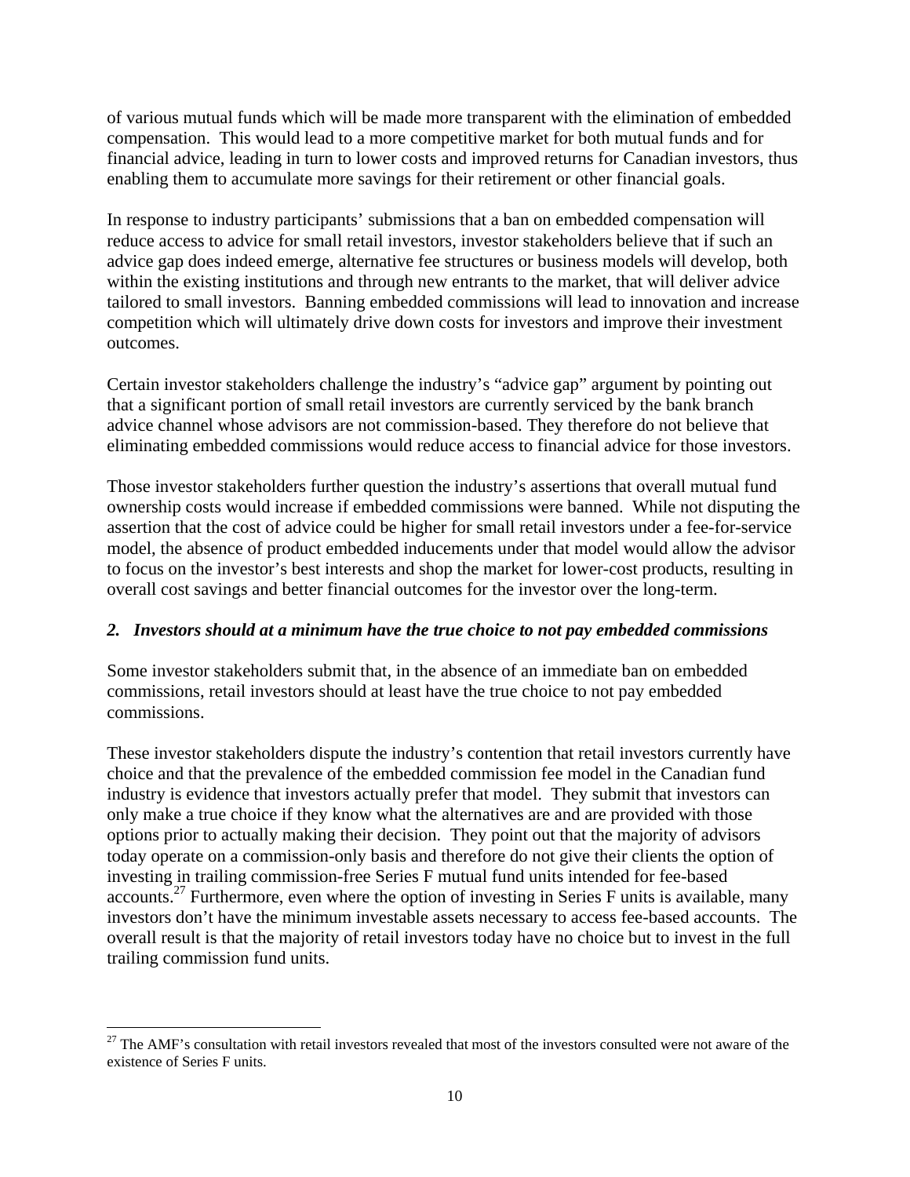of various mutual funds which will be made more transparent with the elimination of embedded compensation. This would lead to a more competitive market for both mutual funds and for financial advice, leading in turn to lower costs and improved returns for Canadian investors, thus enabling them to accumulate more savings for their retirement or other financial goals.

In response to industry participants' submissions that a ban on embedded compensation will reduce access to advice for small retail investors, investor stakeholders believe that if such an advice gap does indeed emerge, alternative fee structures or business models will develop, both within the existing institutions and through new entrants to the market, that will deliver advice tailored to small investors. Banning embedded commissions will lead to innovation and increase competition which will ultimately drive down costs for investors and improve their investment outcomes.

Certain investor stakeholders challenge the industry's "advice gap" argument by pointing out that a significant portion of small retail investors are currently serviced by the bank branch advice channel whose advisors are not commission-based. They therefore do not believe that eliminating embedded commissions would reduce access to financial advice for those investors.

Those investor stakeholders further question the industry's assertions that overall mutual fund ownership costs would increase if embedded commissions were banned. While not disputing the assertion that the cost of advice could be higher for small retail investors under a fee-for-service model, the absence of product embedded inducements under that model would allow the advisor to focus on the investor's best interests and shop the market for lower-cost products, resulting in overall cost savings and better financial outcomes for the investor over the long-term.

### *2. Investors should at a minimum have the true choice to not pay embedded commissions*

Some investor stakeholders submit that, in the absence of an immediate ban on embedded commissions, retail investors should at least have the true choice to not pay embedded commissions.

These investor stakeholders dispute the industry's contention that retail investors currently have choice and that the prevalence of the embedded commission fee model in the Canadian fund industry is evidence that investors actually prefer that model. They submit that investors can only make a true choice if they know what the alternatives are and are provided with those options prior to actually making their decision. They point out that the majority of advisors today operate on a commission-only basis and therefore do not give their clients the option of investing in trailing commission-free Series F mutual fund units intended for fee-based accounts.[27] Furthermore, even where the option of investing in Series F units is available, many investors don't have the minimum investable assets necessary to access fee-based accounts. The overall result is that the majority of retail investors today have no choice but to invest in the full trailing commission fund units.

---

[27] The AMF's consultation with retail investors revealed that most of the investors consulted were not aware of the existence of Series F units.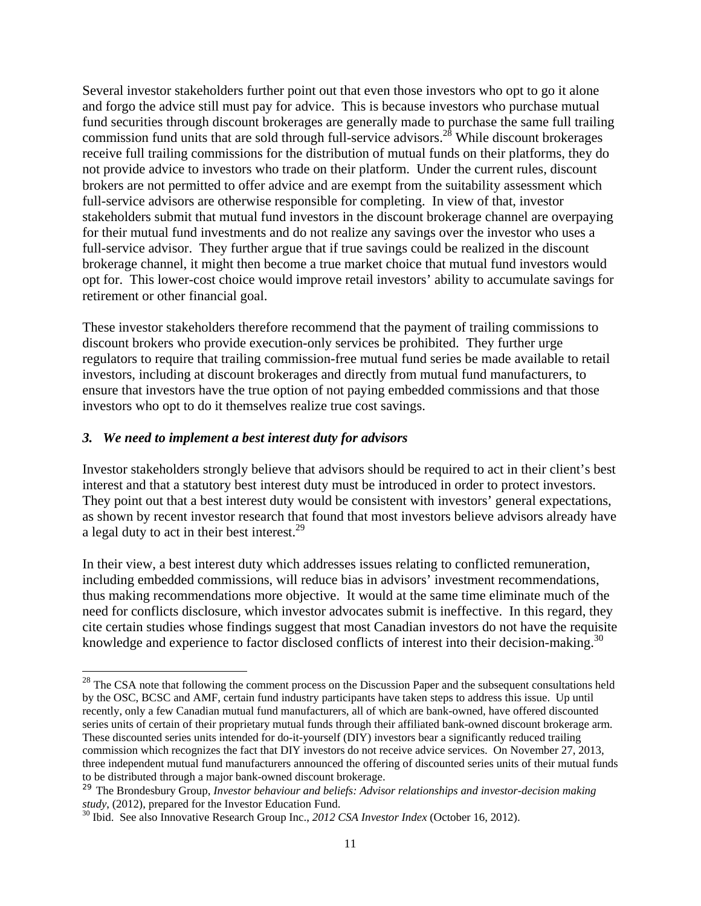Several investor stakeholders further point out that even those investors who opt to go it alone and forgo the advice still must pay for advice. This is because investors who purchase mutual fund securities through discount brokerages are generally made to purchase the same full trailing commission fund units that are sold through full-service advisors.[28] While discount brokerages receive full trailing commissions for the distribution of mutual funds on their platforms, they do not provide advice to investors who trade on their platform. Under the current rules, discount brokers are not permitted to offer advice and are exempt from the suitability assessment which full-service advisors are otherwise responsible for completing. In view of that, investor stakeholders submit that mutual fund investors in the discount brokerage channel are overpaying for their mutual fund investments and do not realize any savings over the investor who uses a full-service advisor. They further argue that if true savings could be realized in the discount brokerage channel, it might then become a true market choice that mutual fund investors would opt for. This lower-cost choice would improve retail investors' ability to accumulate savings for retirement or other financial goal.

These investor stakeholders therefore recommend that the payment of trailing commissions to discount brokers who provide execution-only services be prohibited. They further urge regulators to require that trailing commission-free mutual fund series be made available to retail investors, including at discount brokerages and directly from mutual fund manufacturers, to ensure that investors have the true option of not paying embedded commissions and that those investors who opt to do it themselves realize true cost savings.

### *3. We need to implement a best interest duty for advisors*

Investor stakeholders strongly believe that advisors should be required to act in their client's best interest and that a statutory best interest duty must be introduced in order to protect investors. They point out that a best interest duty would be consistent with investors' general expectations, as shown by recent investor research that found that most investors believe advisors already have a legal duty to act in their best interest.[29]

In their view, a best interest duty which addresses issues relating to conflicted remuneration, including embedded commissions, will reduce bias in advisors' investment recommendations, thus making recommendations more objective. It would at the same time eliminate much of the need for conflicts disclosure, which investor advocates submit is ineffective. In this regard, they cite certain studies whose findings suggest that most Canadian investors do not have the requisite knowledge and experience to factor disclosed conflicts of interest into their decision-making.[30]

---

[28] The CSA note that following the comment process on the Discussion Paper and the subsequent consultations held by the OSC, BCSC and AMF, certain fund industry participants have taken steps to address this issue. Up until recently, only a few Canadian mutual fund manufacturers, all of which are bank-owned, have offered discounted series units of certain of their proprietary mutual funds through their affiliated bank-owned discount brokerage arm. These discounted series units intended for do-it-yourself (DIY) investors bear a significantly reduced trailing commission which recognizes the fact that DIY investors do not receive advice services. On November 27, 2013, three independent mutual fund manufacturers announced the offering of discounted series units of their mutual funds to be distributed through a major bank-owned discount brokerage.

[29] The Brondesbury Group, *Investor behaviour and beliefs: Advisor relationships and investor-decision making study*, (2012), prepared for the Investor Education Fund.

[30] Ibid. See also Innovative Research Group Inc., *2012 CSA Investor Index* (October 16, 2012).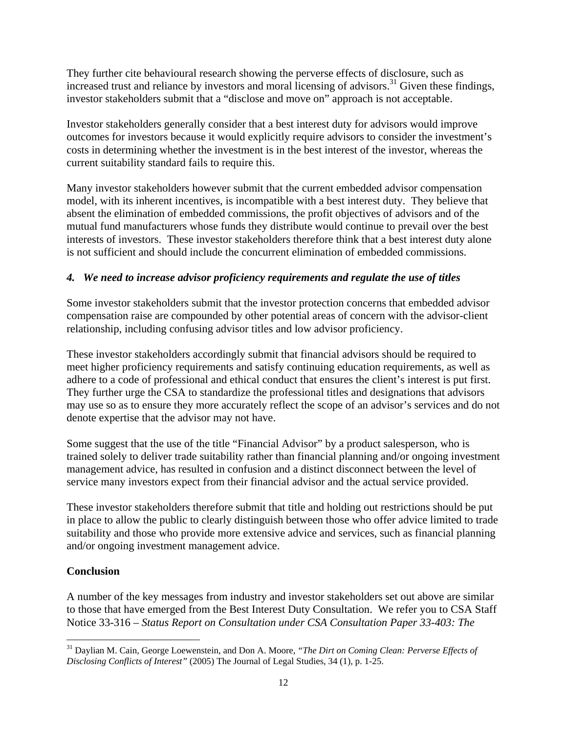They further cite behavioural research showing the perverse effects of disclosure, such as increased trust and reliance by investors and moral licensing of advisors.[31] Given these findings, investor stakeholders submit that a "disclose and move on" approach is not acceptable.

Investor stakeholders generally consider that a best interest duty for advisors would improve outcomes for investors because it would explicitly require advisors to consider the investment's costs in determining whether the investment is in the best interest of the investor, whereas the current suitability standard fails to require this.

Many investor stakeholders however submit that the current embedded advisor compensation model, with its inherent incentives, is incompatible with a best interest duty. They believe that absent the elimination of embedded commissions, the profit objectives of advisors and of the mutual fund manufacturers whose funds they distribute would continue to prevail over the best interests of investors. These investor stakeholders therefore think that a best interest duty alone is not sufficient and should include the concurrent elimination of embedded commissions.

### *4. We need to increase advisor proficiency requirements and regulate the use of titles*

Some investor stakeholders submit that the investor protection concerns that embedded advisor compensation raise are compounded by other potential areas of concern with the advisor-client relationship, including confusing advisor titles and low advisor proficiency.

These investor stakeholders accordingly submit that financial advisors should be required to meet higher proficiency requirements and satisfy continuing education requirements, as well as adhere to a code of professional and ethical conduct that ensures the client's interest is put first. They further urge the CSA to standardize the professional titles and designations that advisors may use so as to ensure they more accurately reflect the scope of an advisor's services and do not denote expertise that the advisor may not have.

Some suggest that the use of the title "Financial Advisor" by a product salesperson, who is trained solely to deliver trade suitability rather than financial planning and/or ongoing investment management advice, has resulted in confusion and a distinct disconnect between the level of service many investors expect from their financial advisor and the actual service provided.

These investor stakeholders therefore submit that title and holding out restrictions should be put in place to allow the public to clearly distinguish between those who offer advice limited to trade suitability and those who provide more extensive advice and services, such as financial planning and/or ongoing investment management advice.

## Conclusion

A number of the key messages from industry and investor stakeholders set out above are similar to those that have emerged from the Best Interest Duty Consultation. We refer you to CSA Staff Notice 33-316 – *Status Report on Consultation under CSA Consultation Paper 33-403: The*

---

[31] Daylian M. Cain, George Loewenstein, and Don A. Moore, *"The Dirt on Coming Clean: Perverse Effects of Disclosing Conflicts of Interest"* (2005) The Journal of Legal Studies, 34 (1), p. 1-25.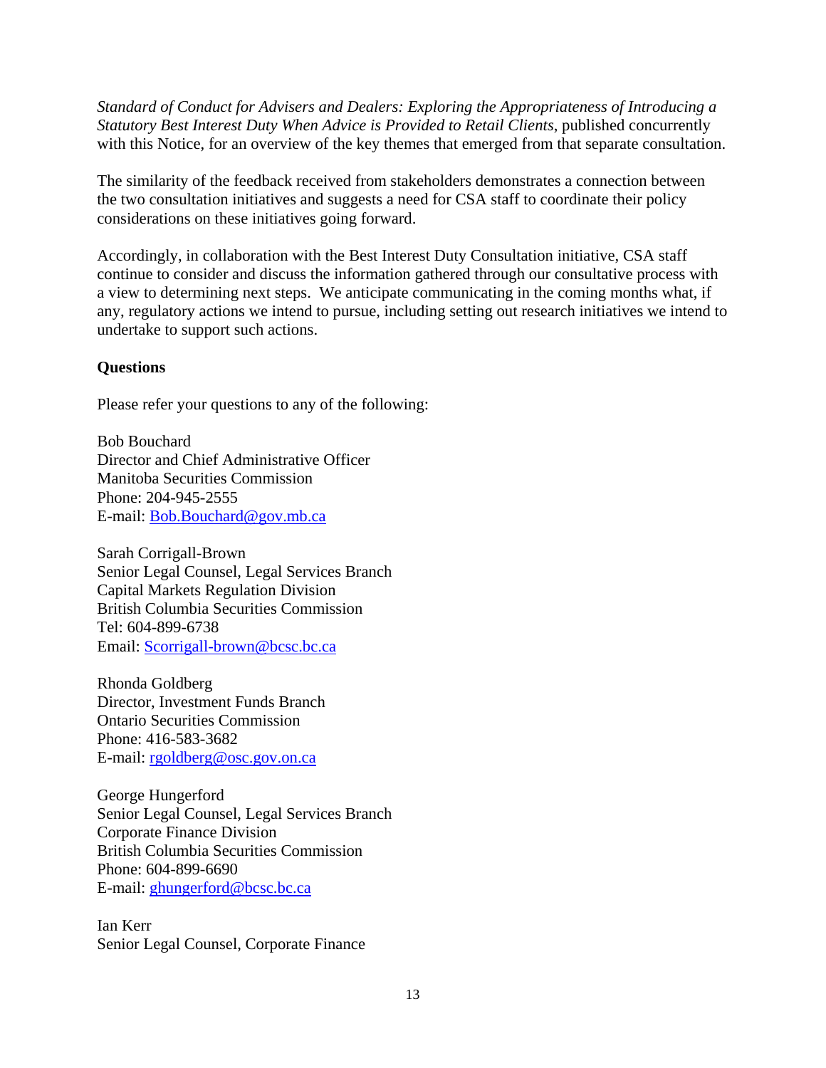*Standard of Conduct for Advisers and Dealers: Exploring the Appropriateness of Introducing a Statutory Best Interest Duty When Advice is Provided to Retail Clients*, published concurrently with this Notice, for an overview of the key themes that emerged from that separate consultation.

The similarity of the feedback received from stakeholders demonstrates a connection between the two consultation initiatives and suggests a need for CSA staff to coordinate their policy considerations on these initiatives going forward.

Accordingly, in collaboration with the Best Interest Duty Consultation initiative, CSA staff continue to consider and discuss the information gathered through our consultative process with a view to determining next steps. We anticipate communicating in the coming months what, if any, regulatory actions we intend to pursue, including setting out research initiatives we intend to undertake to support such actions.

**Questions**

Please refer your questions to any of the following:

Bob Bouchard
Director and Chief Administrative Officer
Manitoba Securities Commission
Phone: 204-945-2555
E-mail: Bob.Bouchard@gov.mb.ca

Sarah Corrigall-Brown
Senior Legal Counsel, Legal Services Branch
Capital Markets Regulation Division
British Columbia Securities Commission
Tel: 604-899-6738
Email: Scorrigall-brown@bcsc.bc.ca

Rhonda Goldberg
Director, Investment Funds Branch
Ontario Securities Commission
Phone: 416-583-3682
E-mail: rgoldberg@osc.gov.on.ca

George Hungerford
Senior Legal Counsel, Legal Services Branch
Corporate Finance Division
British Columbia Securities Commission
Phone: 604-899-6690
E-mail: ghungerford@bcsc.bc.ca

Ian Kerr
Senior Legal Counsel, Corporate Finance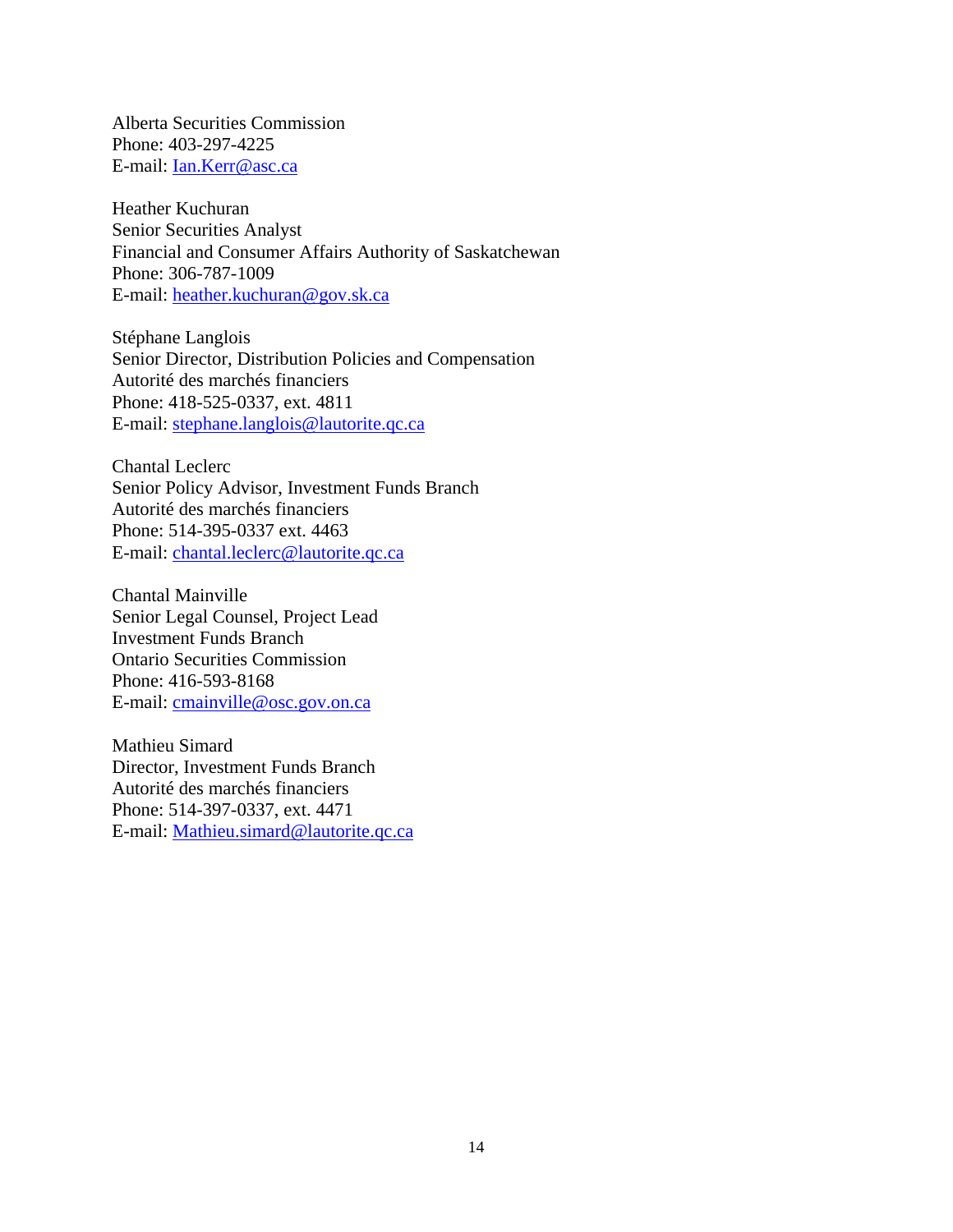Alberta Securities Commission
Phone: 403-297-4225
E-mail: Ian.Kerr@asc.ca

Heather Kuchuran
Senior Securities Analyst
Financial and Consumer Affairs Authority of Saskatchewan
Phone: 306-787-1009
E-mail: heather.kuchuran@gov.sk.ca

Stéphane Langlois
Senior Director, Distribution Policies and Compensation
Autorité des marchés financiers
Phone: 418-525-0337, ext. 4811
E-mail: stephane.langlois@lautorite.qc.ca

Chantal Leclerc
Senior Policy Advisor, Investment Funds Branch
Autorité des marchés financiers
Phone: 514-395-0337 ext. 4463
E-mail: chantal.leclerc@lautorite.qc.ca

Chantal Mainville
Senior Legal Counsel, Project Lead
Investment Funds Branch
Ontario Securities Commission
Phone: 416-593-8168
E-mail: cmainville@osc.gov.on.ca

Mathieu Simard
Director, Investment Funds Branch
Autorité des marchés financiers
Phone: 514-397-0337, ext. 4471
E-mail: Mathieu.simard@lautorite.qc.ca